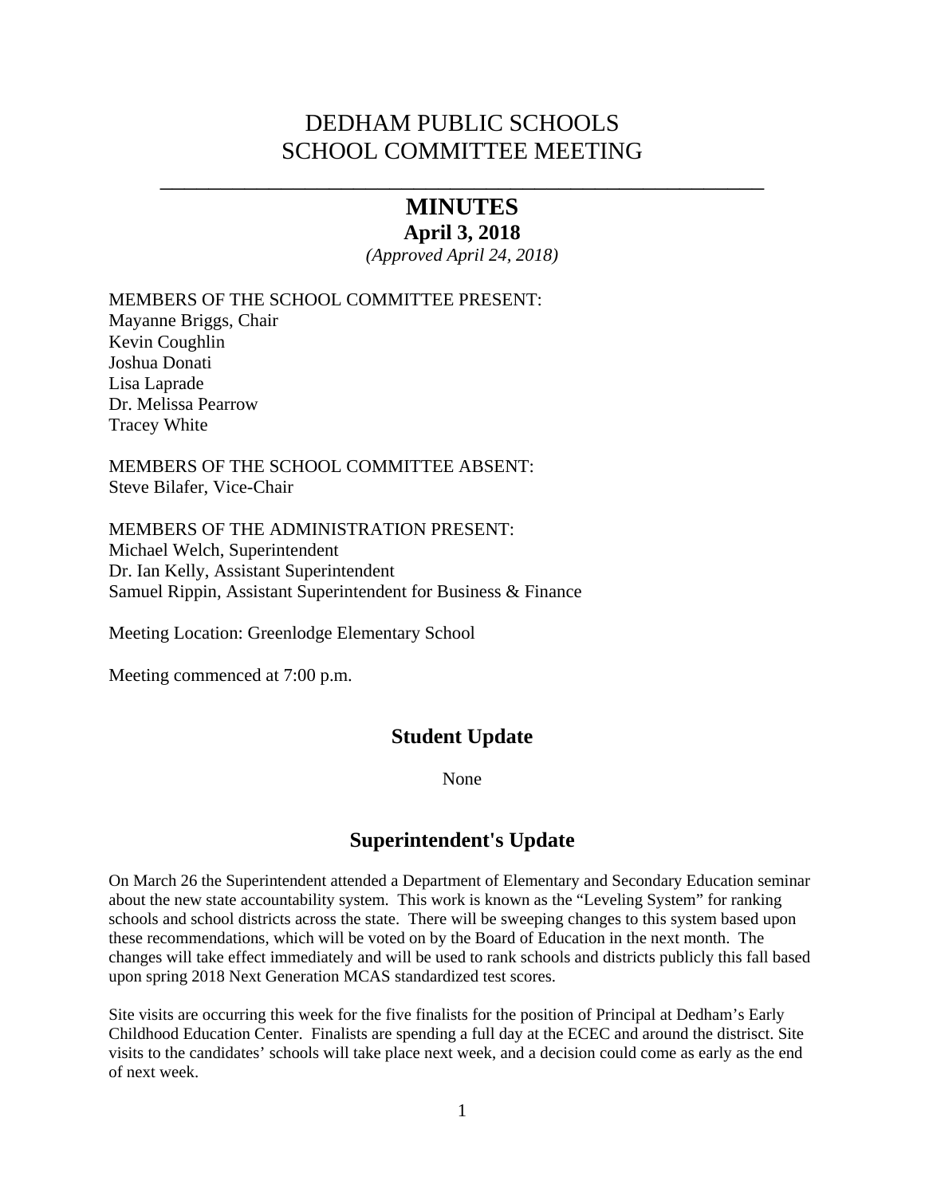# DEDHAM PUBLIC SCHOOLS
# SCHOOL COMMITTEE MEETING

---

## MINUTES

**April 3, 2018**

*(Approved April 24, 2018)*

MEMBERS OF THE SCHOOL COMMITTEE PRESENT:
Mayanne Briggs, Chair
Kevin Coughlin
Joshua Donati
Lisa Laprade
Dr. Melissa Pearrow
Tracey White

MEMBERS OF THE SCHOOL COMMITTEE ABSENT:
Steve Bilafer, Vice-Chair

MEMBERS OF THE ADMINISTRATION PRESENT:
Michael Welch, Superintendent
Dr. Ian Kelly, Assistant Superintendent
Samuel Rippin, Assistant Superintendent for Business & Finance

Meeting Location: Greenlodge Elementary School

Meeting commenced at 7:00 p.m.

## Student Update

None

## Superintendent's Update

On March 26 the Superintendent attended a Department of Elementary and Secondary Education seminar about the new state accountability system. This work is known as the "Leveling System" for ranking schools and school districts across the state. There will be sweeping changes to this system based upon these recommendations, which will be voted on by the Board of Education in the next month. The changes will take effect immediately and will be used to rank schools and districts publicly this fall based upon spring 2018 Next Generation MCAS standardized test scores.

Site visits are occurring this week for the five finalists for the position of Principal at Dedham's Early Childhood Education Center. Finalists are spending a full day at the ECEC and around the distrisct. Site visits to the candidates' schools will take place next week, and a decision could come as early as the end of next week.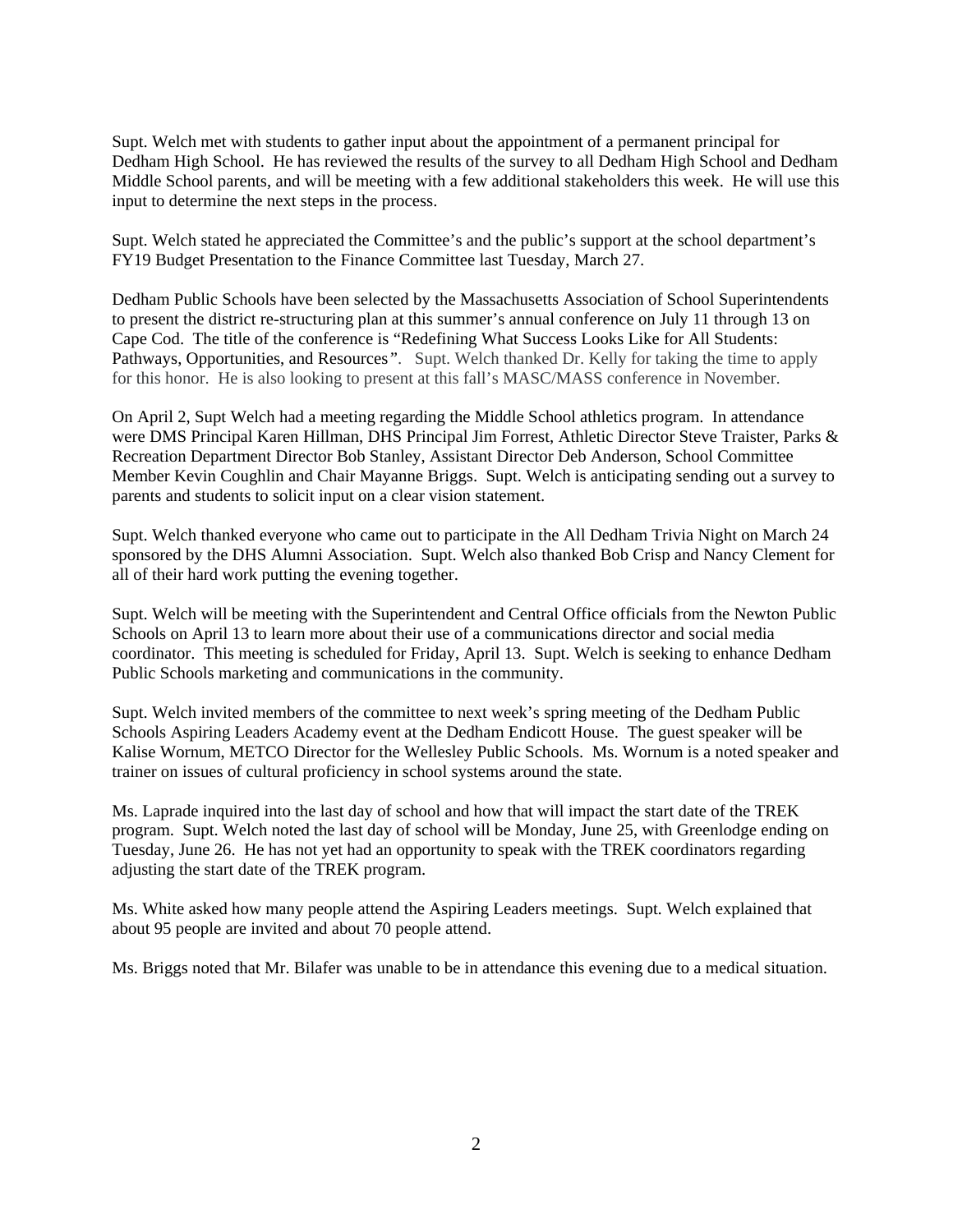Supt. Welch met with students to gather input about the appointment of a permanent principal for Dedham High School. He has reviewed the results of the survey to all Dedham High School and Dedham Middle School parents, and will be meeting with a few additional stakeholders this week. He will use this input to determine the next steps in the process.

Supt. Welch stated he appreciated the Committee's and the public's support at the school department's FY19 Budget Presentation to the Finance Committee last Tuesday, March 27.

Dedham Public Schools have been selected by the Massachusetts Association of School Superintendents to present the district re-structuring plan at this summer's annual conference on July 11 through 13 on Cape Cod. The title of the conference is "Redefining What Success Looks Like for All Students: Pathways, Opportunities, and Resources". Supt. Welch thanked Dr. Kelly for taking the time to apply for this honor. He is also looking to present at this fall's MASC/MASS conference in November.

On April 2, Supt Welch had a meeting regarding the Middle School athletics program. In attendance were DMS Principal Karen Hillman, DHS Principal Jim Forrest, Athletic Director Steve Traister, Parks & Recreation Department Director Bob Stanley, Assistant Director Deb Anderson, School Committee Member Kevin Coughlin and Chair Mayanne Briggs. Supt. Welch is anticipating sending out a survey to parents and students to solicit input on a clear vision statement.

Supt. Welch thanked everyone who came out to participate in the All Dedham Trivia Night on March 24 sponsored by the DHS Alumni Association. Supt. Welch also thanked Bob Crisp and Nancy Clement for all of their hard work putting the evening together.

Supt. Welch will be meeting with the Superintendent and Central Office officials from the Newton Public Schools on April 13 to learn more about their use of a communications director and social media coordinator. This meeting is scheduled for Friday, April 13. Supt. Welch is seeking to enhance Dedham Public Schools marketing and communications in the community.

Supt. Welch invited members of the committee to next week's spring meeting of the Dedham Public Schools Aspiring Leaders Academy event at the Dedham Endicott House. The guest speaker will be Kalise Wornum, METCO Director for the Wellesley Public Schools. Ms. Wornum is a noted speaker and trainer on issues of cultural proficiency in school systems around the state.

Ms. Laprade inquired into the last day of school and how that will impact the start date of the TREK program. Supt. Welch noted the last day of school will be Monday, June 25, with Greenlodge ending on Tuesday, June 26. He has not yet had an opportunity to speak with the TREK coordinators regarding adjusting the start date of the TREK program.

Ms. White asked how many people attend the Aspiring Leaders meetings. Supt. Welch explained that about 95 people are invited and about 70 people attend.

Ms. Briggs noted that Mr. Bilafer was unable to be in attendance this evening due to a medical situation.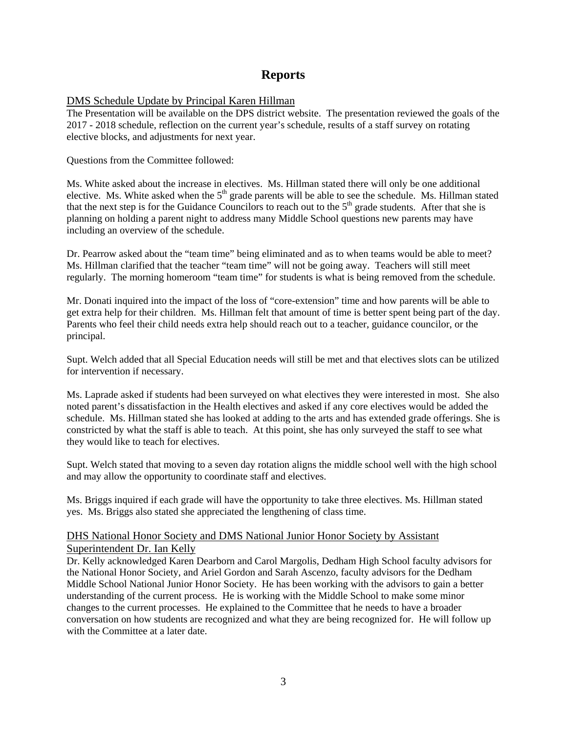# Reports

<u>DMS Schedule Update by Principal Karen Hillman</u>

The Presentation will be available on the DPS district website. The presentation reviewed the goals of the 2017 - 2018 schedule, reflection on the current year's schedule, results of a staff survey on rotating elective blocks, and adjustments for next year.

Questions from the Committee followed:

Ms. White asked about the increase in electives. Ms. Hillman stated there will only be one additional elective. Ms. White asked when the 5th grade parents will be able to see the schedule. Ms. Hillman stated that the next step is for the Guidance Councilors to reach out to the 5th grade students. After that she is planning on holding a parent night to address many Middle School questions new parents may have including an overview of the schedule.

Dr. Pearrow asked about the "team time" being eliminated and as to when teams would be able to meet? Ms. Hillman clarified that the teacher "team time" will not be going away. Teachers will still meet regularly. The morning homeroom "team time" for students is what is being removed from the schedule.

Mr. Donati inquired into the impact of the loss of "core-extension" time and how parents will be able to get extra help for their children. Ms. Hillman felt that amount of time is better spent being part of the day. Parents who feel their child needs extra help should reach out to a teacher, guidance councilor, or the principal.

Supt. Welch added that all Special Education needs will still be met and that electives slots can be utilized for intervention if necessary.

Ms. Laprade asked if students had been surveyed on what electives they were interested in most. She also noted parent's dissatisfaction in the Health electives and asked if any core electives would be added the schedule. Ms. Hillman stated she has looked at adding to the arts and has extended grade offerings. She is constricted by what the staff is able to teach. At this point, she has only surveyed the staff to see what they would like to teach for electives.

Supt. Welch stated that moving to a seven day rotation aligns the middle school well with the high school and may allow the opportunity to coordinate staff and electives.

Ms. Briggs inquired if each grade will have the opportunity to take three electives. Ms. Hillman stated yes. Ms. Briggs also stated she appreciated the lengthening of class time.

<u>DHS National Honor Society and DMS National Junior Honor Society by Assistant Superintendent Dr. Ian Kelly</u>

Dr. Kelly acknowledged Karen Dearborn and Carol Margolis, Dedham High School faculty advisors for the National Honor Society, and Ariel Gordon and Sarah Ascenzo, faculty advisors for the Dedham Middle School National Junior Honor Society. He has been working with the advisors to gain a better understanding of the current process. He is working with the Middle School to make some minor changes to the current processes. He explained to the Committee that he needs to have a broader conversation on how students are recognized and what they are being recognized for. He will follow up with the Committee at a later date.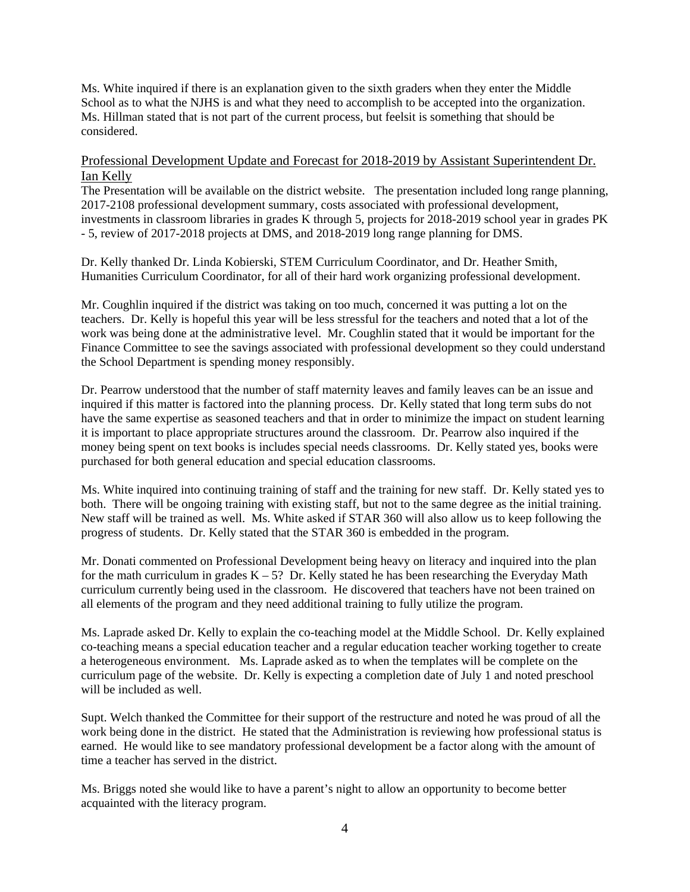Ms. White inquired if there is an explanation given to the sixth graders when they enter the Middle School as to what the NJHS is and what they need to accomplish to be accepted into the organization. Ms. Hillman stated that is not part of the current process, but feelsit is something that should be considered.

## Professional Development Update and Forecast for 2018-2019 by Assistant Superintendent Dr. Ian Kelly

The Presentation will be available on the district website. The presentation included long range planning, 2017-2108 professional development summary, costs associated with professional development, investments in classroom libraries in grades K through 5, projects for 2018-2019 school year in grades PK - 5, review of 2017-2018 projects at DMS, and 2018-2019 long range planning for DMS.

Dr. Kelly thanked Dr. Linda Kobierski, STEM Curriculum Coordinator, and Dr. Heather Smith, Humanities Curriculum Coordinator, for all of their hard work organizing professional development.

Mr. Coughlin inquired if the district was taking on too much, concerned it was putting a lot on the teachers. Dr. Kelly is hopeful this year will be less stressful for the teachers and noted that a lot of the work was being done at the administrative level. Mr. Coughlin stated that it would be important for the Finance Committee to see the savings associated with professional development so they could understand the School Department is spending money responsibly.

Dr. Pearrow understood that the number of staff maternity leaves and family leaves can be an issue and inquired if this matter is factored into the planning process. Dr. Kelly stated that long term subs do not have the same expertise as seasoned teachers and that in order to minimize the impact on student learning it is important to place appropriate structures around the classroom. Dr. Pearrow also inquired if the money being spent on text books is includes special needs classrooms. Dr. Kelly stated yes, books were purchased for both general education and special education classrooms.

Ms. White inquired into continuing training of staff and the training for new staff. Dr. Kelly stated yes to both. There will be ongoing training with existing staff, but not to the same degree as the initial training. New staff will be trained as well. Ms. White asked if STAR 360 will also allow us to keep following the progress of students. Dr. Kelly stated that the STAR 360 is embedded in the program.

Mr. Donati commented on Professional Development being heavy on literacy and inquired into the plan for the math curriculum in grades K – 5? Dr. Kelly stated he has been researching the Everyday Math curriculum currently being used in the classroom. He discovered that teachers have not been trained on all elements of the program and they need additional training to fully utilize the program.

Ms. Laprade asked Dr. Kelly to explain the co-teaching model at the Middle School. Dr. Kelly explained co-teaching means a special education teacher and a regular education teacher working together to create a heterogeneous environment. Ms. Laprade asked as to when the templates will be complete on the curriculum page of the website. Dr. Kelly is expecting a completion date of July 1 and noted preschool will be included as well.

Supt. Welch thanked the Committee for their support of the restructure and noted he was proud of all the work being done in the district. He stated that the Administration is reviewing how professional status is earned. He would like to see mandatory professional development be a factor along with the amount of time a teacher has served in the district.

Ms. Briggs noted she would like to have a parent's night to allow an opportunity to become better acquainted with the literacy program.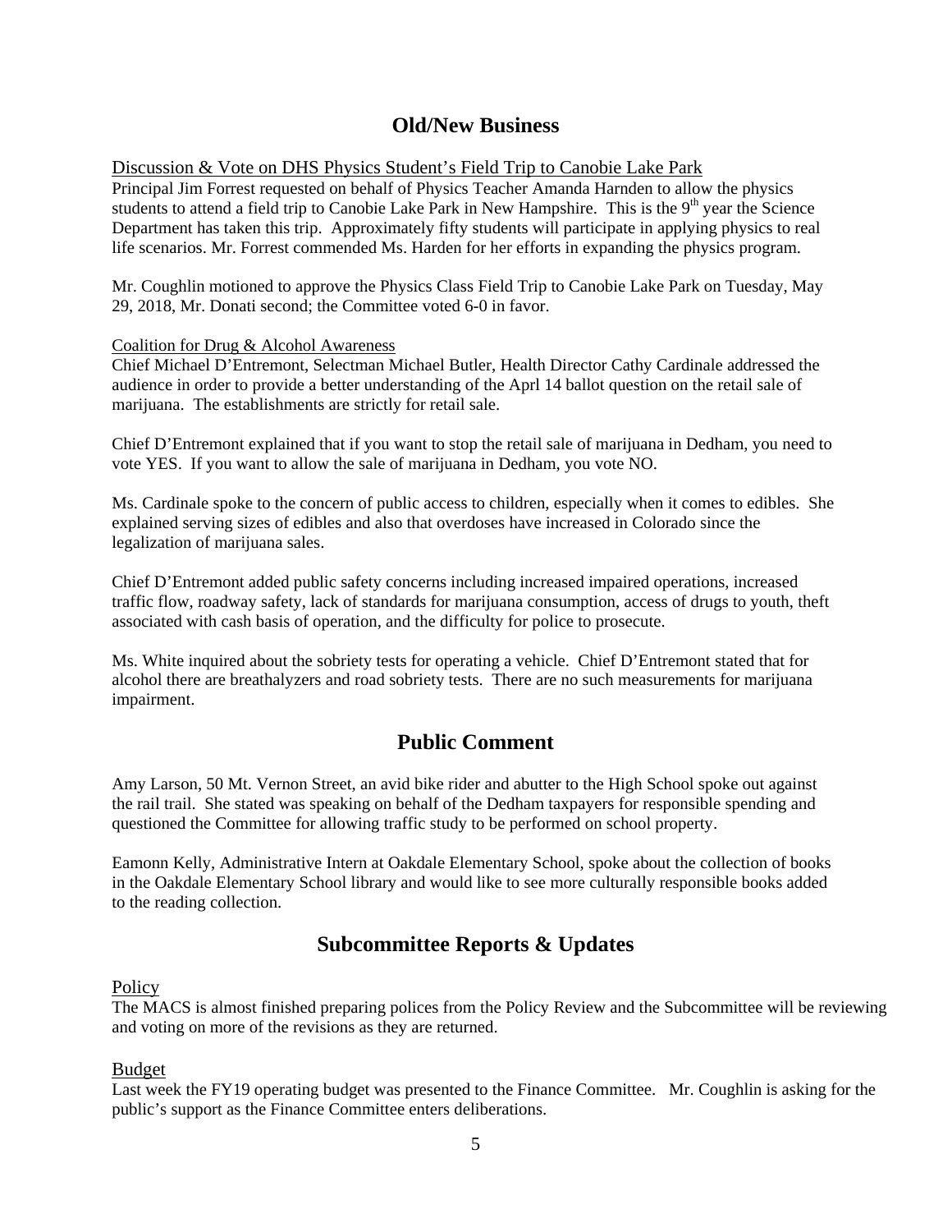## Old/New Business

Discussion & Vote on DHS Physics Student's Field Trip to Canobie Lake Park

Principal Jim Forrest requested on behalf of Physics Teacher Amanda Harnden to allow the physics students to attend a field trip to Canobie Lake Park in New Hampshire. This is the 9th year the Science Department has taken this trip. Approximately fifty students will participate in applying physics to real life scenarios. Mr. Forrest commended Ms. Harden for her efforts in expanding the physics program.

Mr. Coughlin motioned to approve the Physics Class Field Trip to Canobie Lake Park on Tuesday, May 29, 2018, Mr. Donati second; the Committee voted 6-0 in favor.

Coalition for Drug & Alcohol Awareness

Chief Michael D'Entremont, Selectman Michael Butler, Health Director Cathy Cardinale addressed the audience in order to provide a better understanding of the Aprl 14 ballot question on the retail sale of marijuana. The establishments are strictly for retail sale.

Chief D'Entremont explained that if you want to stop the retail sale of marijuana in Dedham, you need to vote YES. If you want to allow the sale of marijuana in Dedham, you vote NO.

Ms. Cardinale spoke to the concern of public access to children, especially when it comes to edibles. She explained serving sizes of edibles and also that overdoses have increased in Colorado since the legalization of marijuana sales.

Chief D'Entremont added public safety concerns including increased impaired operations, increased traffic flow, roadway safety, lack of standards for marijuana consumption, access of drugs to youth, theft associated with cash basis of operation, and the difficulty for police to prosecute.

Ms. White inquired about the sobriety tests for operating a vehicle. Chief D'Entremont stated that for alcohol there are breathalyzers and road sobriety tests. There are no such measurements for marijuana impairment.

## Public Comment

Amy Larson, 50 Mt. Vernon Street, an avid bike rider and abutter to the High School spoke out against the rail trail. She stated was speaking on behalf of the Dedham taxpayers for responsible spending and questioned the Committee for allowing traffic study to be performed on school property.

Eamonn Kelly, Administrative Intern at Oakdale Elementary School, spoke about the collection of books in the Oakdale Elementary School library and would like to see more culturally responsible books added to the reading collection.

## Subcommittee Reports & Updates

Policy

The MACS is almost finished preparing polices from the Policy Review and the Subcommittee will be reviewing and voting on more of the revisions as they are returned.

Budget

Last week the FY19 operating budget was presented to the Finance Committee. Mr. Coughlin is asking for the public's support as the Finance Committee enters deliberations.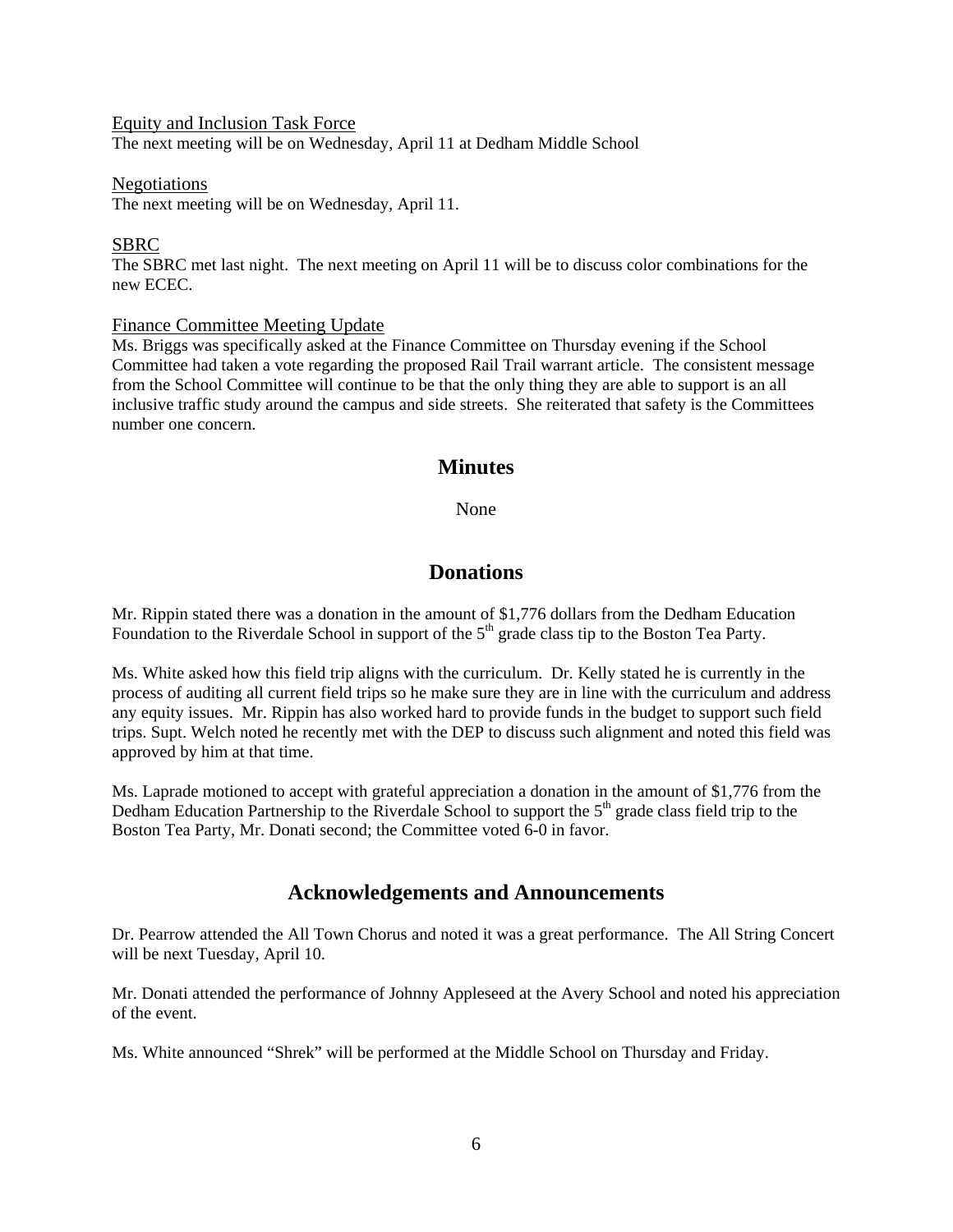Equity and Inclusion Task Force
The next meeting will be on Wednesday, April 11 at Dedham Middle School

Negotiations
The next meeting will be on Wednesday, April 11.

SBRC
The SBRC met last night. The next meeting on April 11 will be to discuss color combinations for the new ECEC.

Finance Committee Meeting Update
Ms. Briggs was specifically asked at the Finance Committee on Thursday evening if the School Committee had taken a vote regarding the proposed Rail Trail warrant article. The consistent message from the School Committee will continue to be that the only thing they are able to support is an all inclusive traffic study around the campus and side streets. She reiterated that safety is the Committees number one concern.

## Minutes

None

## Donations

Mr. Rippin stated there was a donation in the amount of $1,776 dollars from the Dedham Education Foundation to the Riverdale School in support of the 5th grade class tip to the Boston Tea Party.

Ms. White asked how this field trip aligns with the curriculum. Dr. Kelly stated he is currently in the process of auditing all current field trips so he make sure they are in line with the curriculum and address any equity issues. Mr. Rippin has also worked hard to provide funds in the budget to support such field trips. Supt. Welch noted he recently met with the DEP to discuss such alignment and noted this field was approved by him at that time.

Ms. Laprade motioned to accept with grateful appreciation a donation in the amount of $1,776 from the Dedham Education Partnership to the Riverdale School to support the 5th grade class field trip to the Boston Tea Party, Mr. Donati second; the Committee voted 6-0 in favor.

## Acknowledgements and Announcements

Dr. Pearrow attended the All Town Chorus and noted it was a great performance. The All String Concert will be next Tuesday, April 10.

Mr. Donati attended the performance of Johnny Appleseed at the Avery School and noted his appreciation of the event.

Ms. White announced "Shrek" will be performed at the Middle School on Thursday and Friday.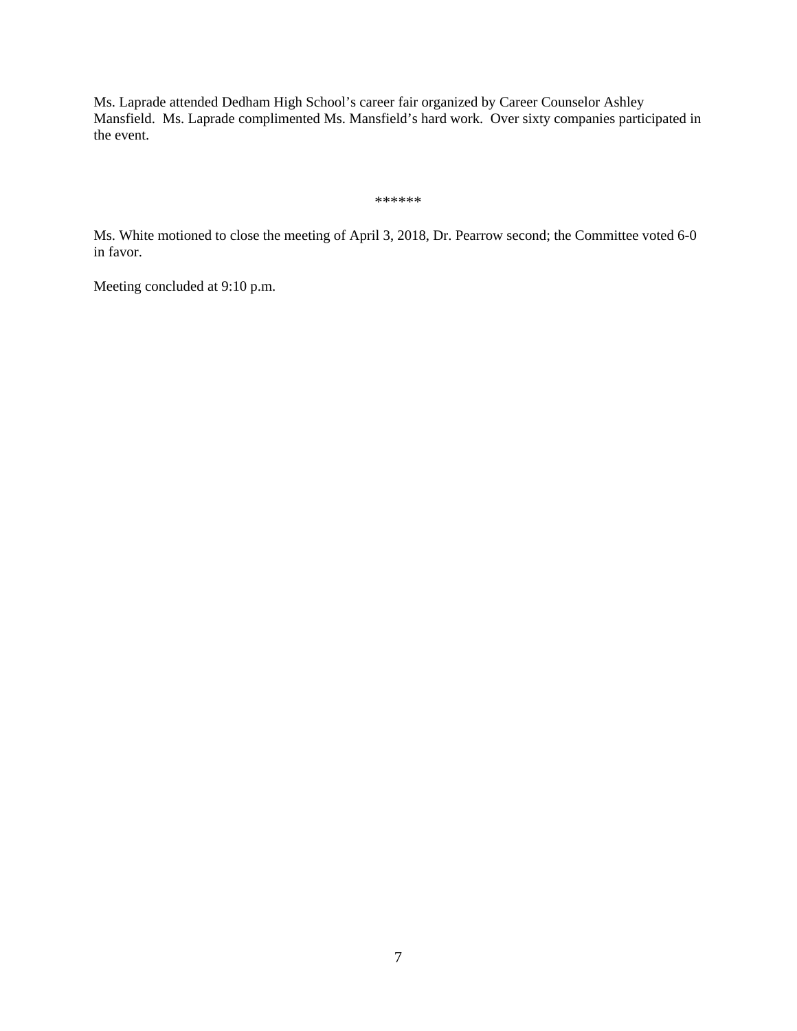Ms. Laprade attended Dedham High School's career fair organized by Career Counselor Ashley Mansfield. Ms. Laprade complimented Ms. Mansfield's hard work. Over sixty companies participated in the event.

******

Ms. White motioned to close the meeting of April 3, 2018, Dr. Pearrow second; the Committee voted 6-0 in favor.

Meeting concluded at 9:10 p.m.